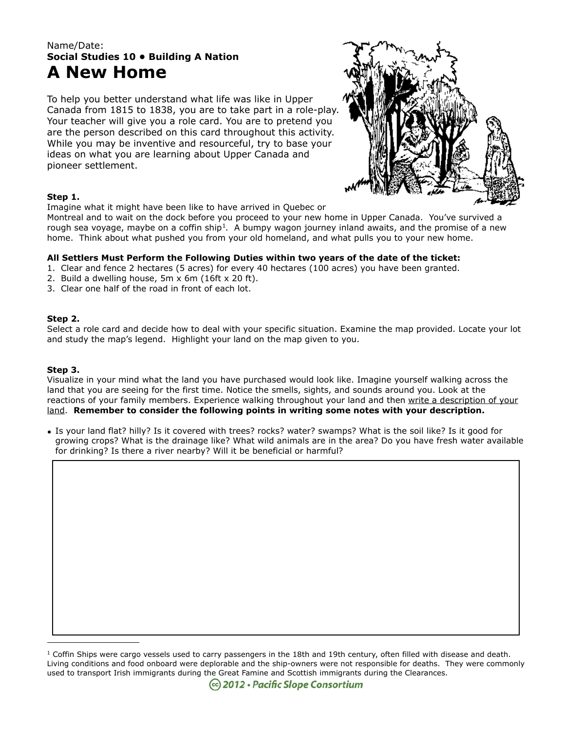Name/Date:

**Social Studies 10 • Building A Nation**

# A New Home

To help you better understand what life was like in Upper Canada from 1815 to 1838, you are to take part in a role-play. Your teacher will give you a role card. You are to pretend you are the person described on this card throughout this activity. While you may be inventive and resourceful, try to base your ideas on what you are learning about Upper Canada and pioneer settlement.

**Step 1.**

Imagine what it might have been like to have arrived in Quebec or Montreal and to wait on the dock before you proceed to your new home in Upper Canada. You've survived a rough sea voyage, maybe on a coffin ship[1]. A bumpy wagon journey inland awaits, and the promise of a new home. Think about what pushed you from your old homeland, and what pulls you to your new home.

**All Settlers Must Perform the Following Duties within two years of the date of the ticket:**

1. Clear and fence 2 hectares (5 acres) for every 40 hectares (100 acres) you have been granted.
2. Build a dwelling house, 5m x 6m (16ft x 20 ft).
3. Clear one half of the road in front of each lot.

**Step 2.**

Select a role card and decide how to deal with your specific situation. Examine the map provided. Locate your lot and study the map's legend. Highlight your land on the map given to you.

**Step 3.**

Visualize in your mind what the land you have purchased would look like. Imagine yourself walking across the land that you are seeing for the first time. Notice the smells, sights, and sounds around you. Look at the reactions of your family members. Experience walking throughout your land and then <u>write a description of your land</u>. **Remember to consider the following points in writing some notes with your description.**

- Is your land flat? hilly? Is it covered with trees? rocks? water? swamps? What is the soil like? Is it good for growing crops? What is the drainage like? What wild animals are in the area? Do you have fresh water available for drinking? Is there a river nearby? Will it be beneficial or harmful?

[1] Coffin Ships were cargo vessels used to carry passengers in the 18th and 19th century, often filled with disease and death. Living conditions and food onboard were deplorable and the ship-owners were not responsible for deaths. They were commonly used to transport Irish immigrants during the Great Famine and Scottish immigrants during the Clearances.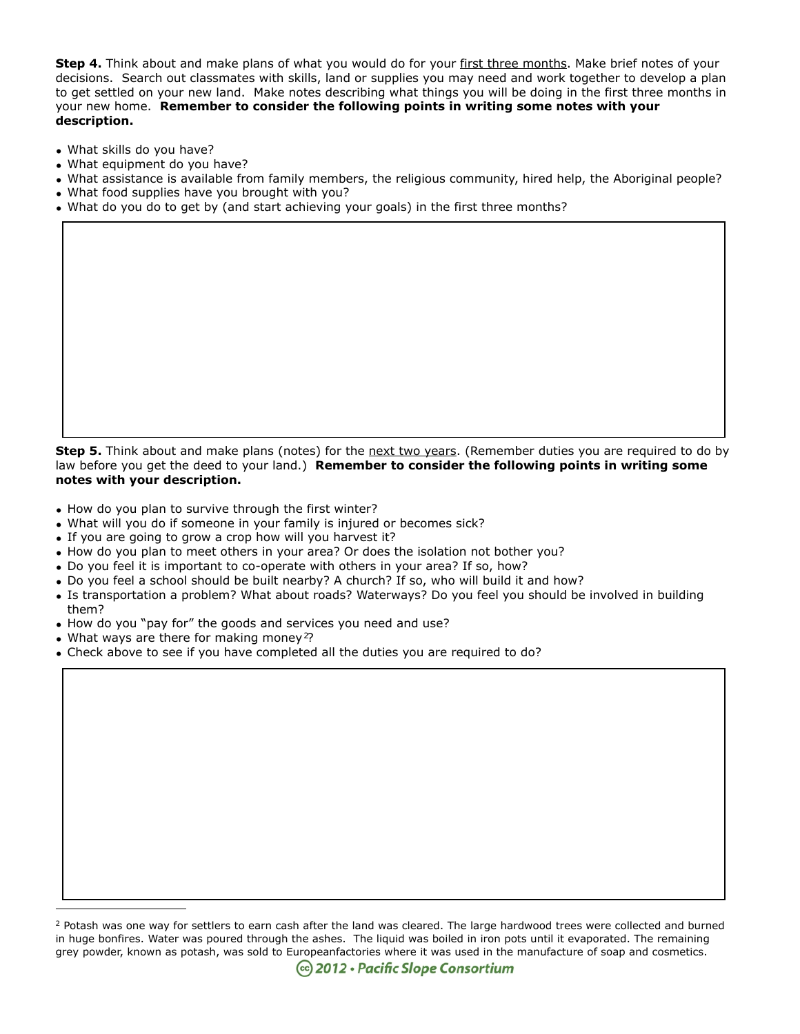**Step 4.** Think about and make plans of what you would do for your <u>first three months</u>. Make brief notes of your decisions. Search out classmates with skills, land or supplies you may need and work together to develop a plan to get settled on your new land. Make notes describing what things you will be doing in the first three months in your new home. **Remember to consider the following points in writing some notes with your description.**

- What skills do you have?
- What equipment do you have?
- What assistance is available from family members, the religious community, hired help, the Aboriginal people?
- What food supplies have you brought with you?
- What do you do to get by (and start achieving your goals) in the first three months?

**Step 5.** Think about and make plans (notes) for the <u>next two years</u>. (Remember duties you are required to do by law before you get the deed to your land.) **Remember to consider the following points in writing some notes with your description.**

- How do you plan to survive through the first winter?
- What will you do if someone in your family is injured or becomes sick?
- If you are going to grow a crop how will you harvest it?
- How do you plan to meet others in your area? Or does the isolation not bother you?
- Do you feel it is important to co-operate with others in your area? If so, how?
- Do you feel a school should be built nearby? A church? If so, who will build it and how?
- Is transportation a problem? What about roads? Waterways? Do you feel you should be involved in building them?
- How do you "pay for" the goods and services you need and use?
- What ways are there for making money[2]?
- Check above to see if you have completed all the duties you are required to do?

---

[2] Potash was one way for settlers to earn cash after the land was cleared. The large hardwood trees were collected and burned in huge bonfires. Water was poured through the ashes. The liquid was boiled in iron pots until it evaporated. The remaining grey powder, known as potash, was sold to Europeanfactories where it was used in the manufacture of soap and cosmetics.

2012 • Pacific Slope Consortium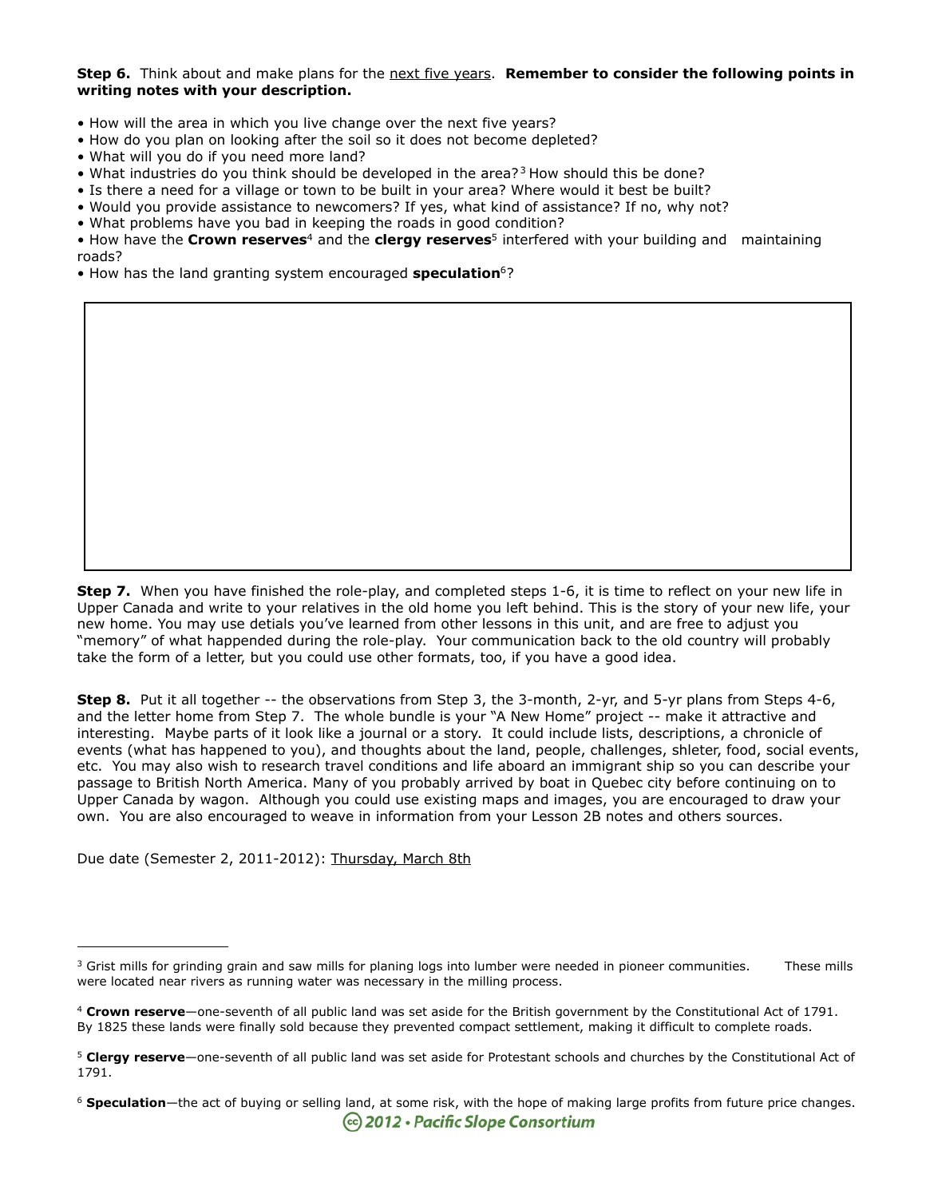**Step 6.** Think about and make plans for the next five years. **Remember to consider the following points in writing notes with your description.**

- How will the area in which you live change over the next five years?
- How do you plan on looking after the soil so it does not become depleted?
- What will you do if you need more land?
- What industries do you think should be developed in the area?[3] How should this be done?
- Is there a need for a village or town to be built in your area? Where would it best be built?
- Would you provide assistance to newcomers? If yes, what kind of assistance? If no, why not?
- What problems have you bad in keeping the roads in good condition?
- How have the **Crown reserves**[4] and the **clergy reserves**[5] interfered with your building and maintaining roads?
- How has the land granting system encouraged **speculation**[6]?

**Step 7.** When you have finished the role-play, and completed steps 1-6, it is time to reflect on your new life in Upper Canada and write to your relatives in the old home you left behind. This is the story of your new life, your new home. You may use detials you've learned from other lessons in this unit, and are free to adjust you "memory" of what happended during the role-play. Your communication back to the old country will probably take the form of a letter, but you could use other formats, too, if you have a good idea.

**Step 8.** Put it all together -- the observations from Step 3, the 3-month, 2-yr, and 5-yr plans from Steps 4-6, and the letter home from Step 7. The whole bundle is your "A New Home" project -- make it attractive and interesting. Maybe parts of it look like a journal or a story. It could include lists, descriptions, a chronicle of events (what has happened to you), and thoughts about the land, people, challenges, shleter, food, social events, etc. You may also wish to research travel conditions and life aboard an immigrant ship so you can describe your passage to British North America. Many of you probably arrived by boat in Quebec city before continuing on to Upper Canada by wagon. Although you could use existing maps and images, you are encouraged to draw your own. You are also encouraged to weave in information from your Lesson 2B notes and others sources.

Due date (Semester 2, 2011-2012): Thursday, March 8th

---

[3] Grist mills for grinding grain and saw mills for planing logs into lumber were needed in pioneer communities. These mills were located near rivers as running water was necessary in the milling process.

[4] **Crown reserve**—one-seventh of all public land was set aside for the British government by the Constitutional Act of 1791. By 1825 these lands were finally sold because they prevented compact settlement, making it difficult to complete roads.

[5] **Clergy reserve**—one-seventh of all public land was set aside for Protestant schools and churches by the Constitutional Act of 1791.

[6] **Speculation**—the act of buying or selling land, at some risk, with the hope of making large profits from future price changes.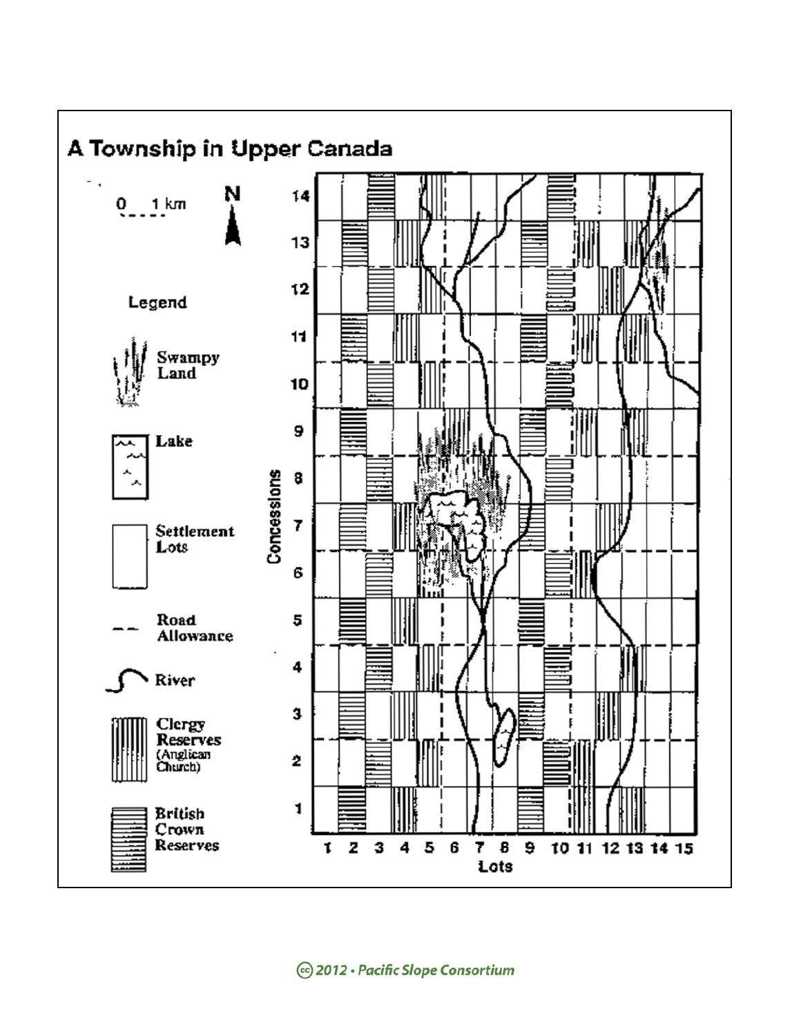## A Township in Upper Canada

0 1 km

N

Legend

Swampy Land

Lake

Settlement Lots

Road Allowance

River

Clergy Reserves (Anglican Church)

British Crown Reserves

Concessions

14
13
12
11
10
9
8
7
6
5
4
3
2
1

1 2 3 4 5 6 7 8 9 10 11 12 13 14 15

Lots